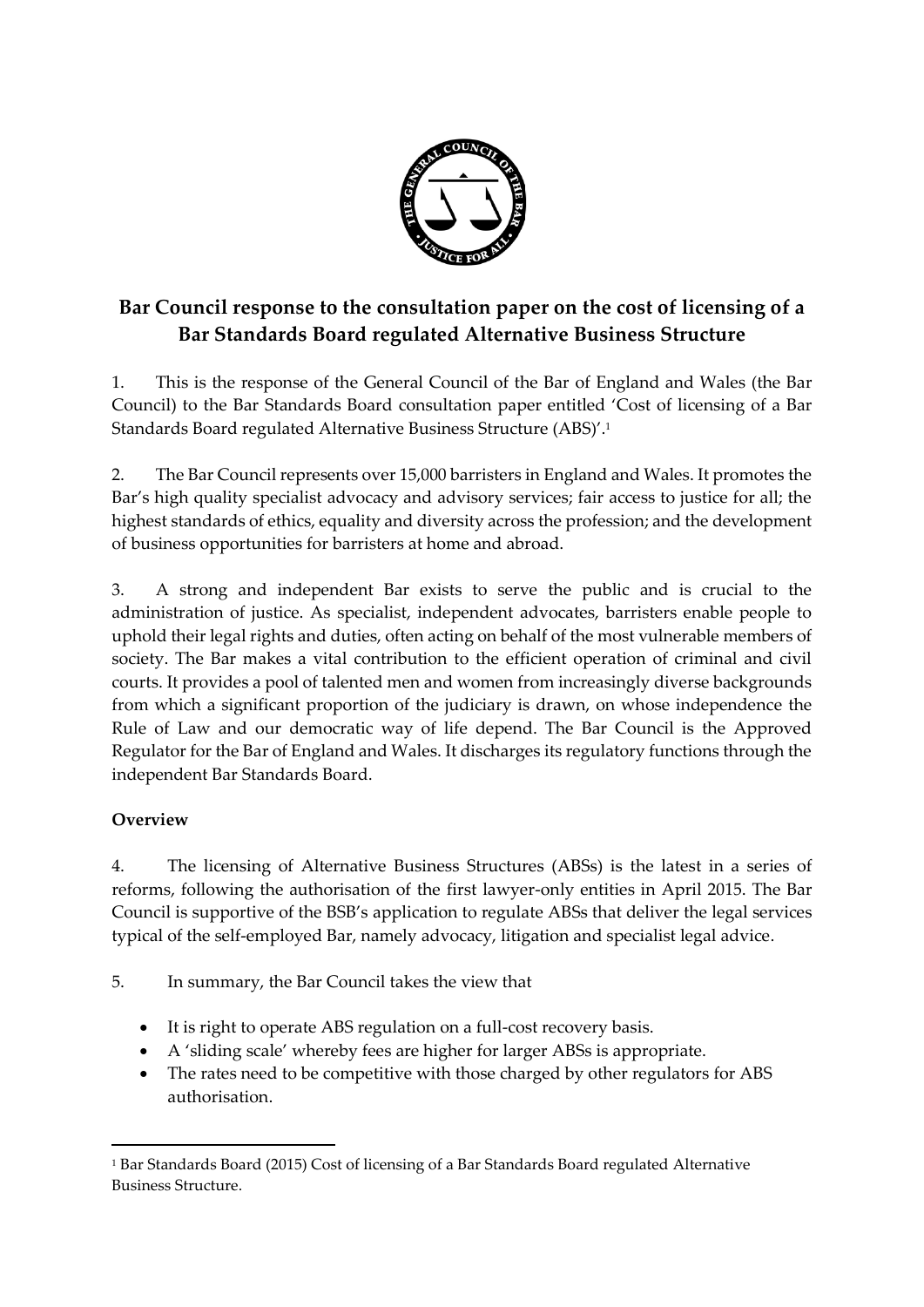# Bar Council response to the consultation paper on the cost of licensing of a Bar Standards Board regulated Alternative Business Structure

1. This is the response of the General Council of the Bar of England and Wales (the Bar Council) to the Bar Standards Board consultation paper entitled 'Cost of licensing of a Bar Standards Board regulated Alternative Business Structure (ABS)'.[1]

2. The Bar Council represents over 15,000 barristers in England and Wales. It promotes the Bar's high quality specialist advocacy and advisory services; fair access to justice for all; the highest standards of ethics, equality and diversity across the profession; and the development of business opportunities for barristers at home and abroad.

3. A strong and independent Bar exists to serve the public and is crucial to the administration of justice. As specialist, independent advocates, barristers enable people to uphold their legal rights and duties, often acting on behalf of the most vulnerable members of society. The Bar makes a vital contribution to the efficient operation of criminal and civil courts. It provides a pool of talented men and women from increasingly diverse backgrounds from which a significant proportion of the judiciary is drawn, on whose independence the Rule of Law and our democratic way of life depend. The Bar Council is the Approved Regulator for the Bar of England and Wales. It discharges its regulatory functions through the independent Bar Standards Board.

## Overview

4. The licensing of Alternative Business Structures (ABSs) is the latest in a series of reforms, following the authorisation of the first lawyer-only entities in April 2015. The Bar Council is supportive of the BSB's application to regulate ABSs that deliver the legal services typical of the self-employed Bar, namely advocacy, litigation and specialist legal advice.

5. In summary, the Bar Council takes the view that

- It is right to operate ABS regulation on a full-cost recovery basis.
- A 'sliding scale' whereby fees are higher for larger ABSs is appropriate.
- The rates need to be competitive with those charged by other regulators for ABS authorisation.

---

[1] Bar Standards Board (2015) Cost of licensing of a Bar Standards Board regulated Alternative Business Structure.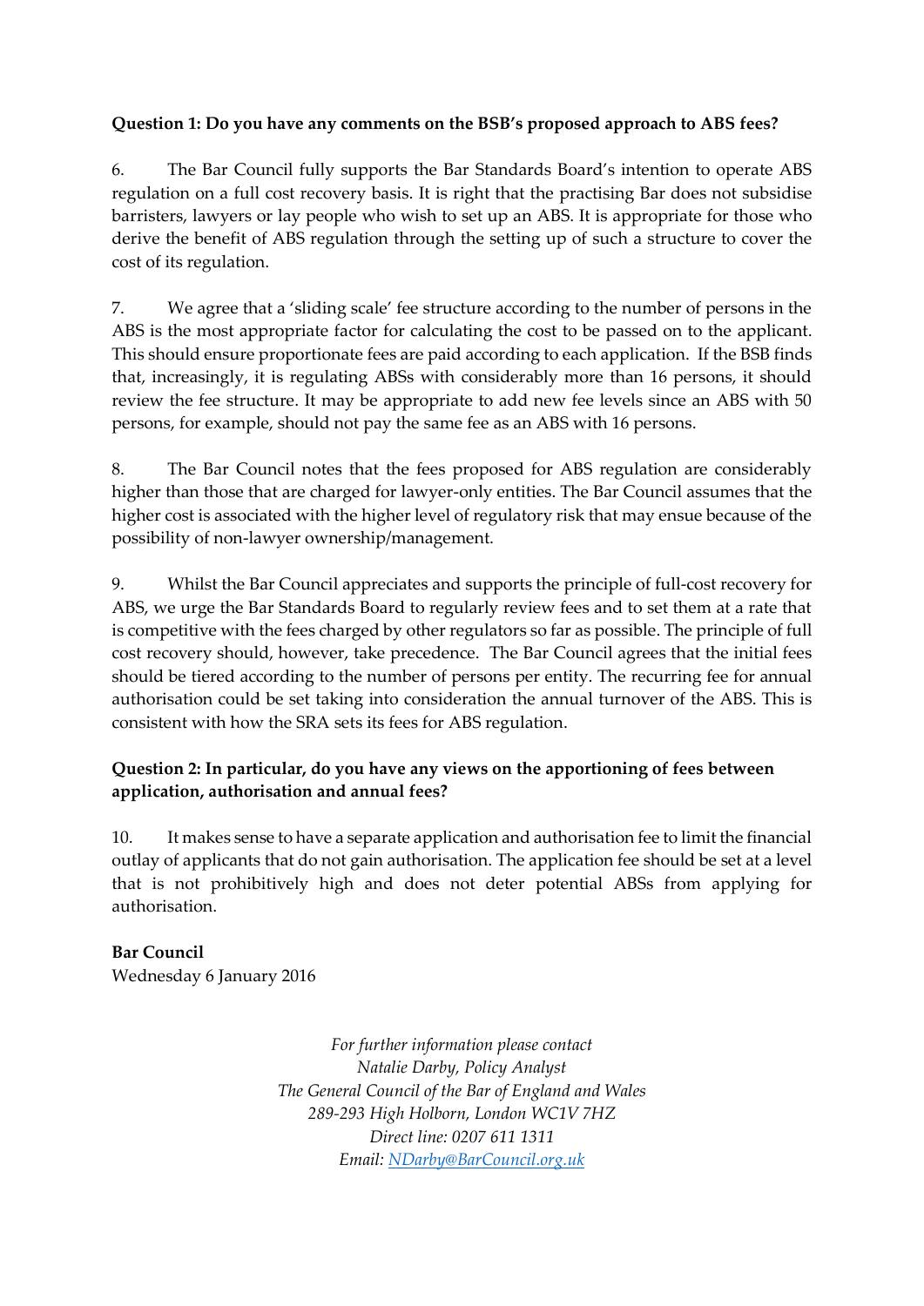**Question 1: Do you have any comments on the BSB's proposed approach to ABS fees?**

6. The Bar Council fully supports the Bar Standards Board's intention to operate ABS regulation on a full cost recovery basis. It is right that the practising Bar does not subsidise barristers, lawyers or lay people who wish to set up an ABS. It is appropriate for those who derive the benefit of ABS regulation through the setting up of such a structure to cover the cost of its regulation.

7. We agree that a 'sliding scale' fee structure according to the number of persons in the ABS is the most appropriate factor for calculating the cost to be passed on to the applicant. This should ensure proportionate fees are paid according to each application. If the BSB finds that, increasingly, it is regulating ABSs with considerably more than 16 persons, it should review the fee structure. It may be appropriate to add new fee levels since an ABS with 50 persons, for example, should not pay the same fee as an ABS with 16 persons.

8. The Bar Council notes that the fees proposed for ABS regulation are considerably higher than those that are charged for lawyer-only entities. The Bar Council assumes that the higher cost is associated with the higher level of regulatory risk that may ensue because of the possibility of non-lawyer ownership/management.

9. Whilst the Bar Council appreciates and supports the principle of full-cost recovery for ABS, we urge the Bar Standards Board to regularly review fees and to set them at a rate that is competitive with the fees charged by other regulators so far as possible. The principle of full cost recovery should, however, take precedence. The Bar Council agrees that the initial fees should be tiered according to the number of persons per entity. The recurring fee for annual authorisation could be set taking into consideration the annual turnover of the ABS. This is consistent with how the SRA sets its fees for ABS regulation.

**Question 2: In particular, do you have any views on the apportioning of fees between application, authorisation and annual fees?**

10. It makes sense to have a separate application and authorisation fee to limit the financial outlay of applicants that do not gain authorisation. The application fee should be set at a level that is not prohibitively high and does not deter potential ABSs from applying for authorisation.

**Bar Council**
Wednesday 6 January 2016

*For further information please contact*
*Natalie Darby, Policy Analyst*
*The General Council of the Bar of England and Wales*
*289-293 High Holborn, London WC1V 7HZ*
*Direct line: 0207 611 1311*
*Email: NDarby@BarCouncil.org.uk*